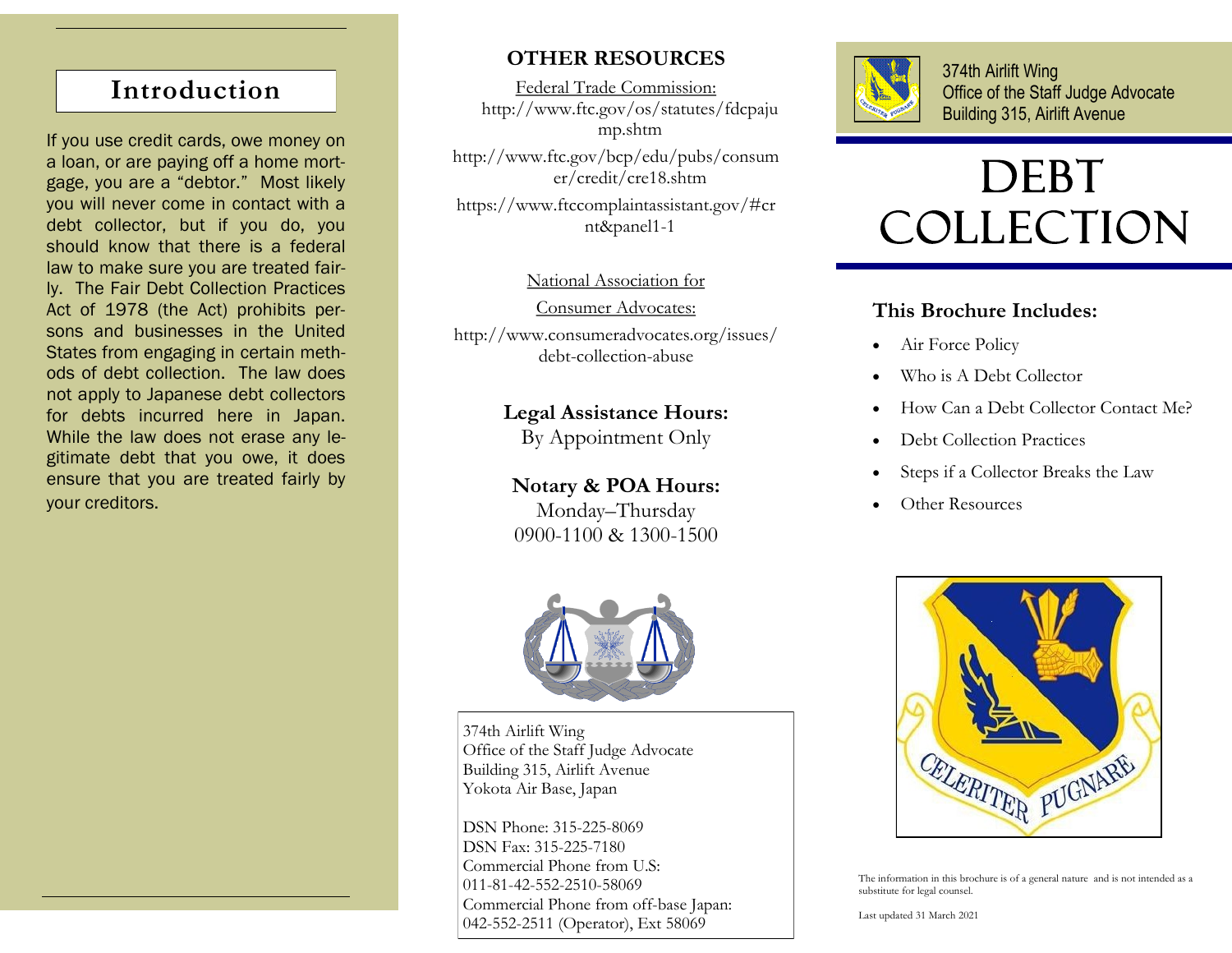## Introduction

If you use credit cards, owe money on a loan, or are paying off a home mortgage, you are a "debtor." Most likely you will never come in contact with a debt collector, but if you do, you should know that there is a federal law to make sure you are treated fairly. The Fair Debt Collection Practices Act of 1978 (the Act) prohibits persons and businesses in the United States from engaging in certain methods of debt collection. The law does not apply to Japanese debt collectors for debts incurred here in Japan. While the law does not erase any legitimate debt that you owe, it does ensure that you are treated fairly by your creditors.

## OTHER RESOURCES

Federal Trade Commission:
http://www.ftc.gov/os/statutes/fdcpajump.shtm

http://www.ftc.gov/bcp/edu/pubs/consumer/credit/cre18.shtm

https://www.ftccomplaintassistant.gov/#crnt&panel1-1

National Association for Consumer Advocates:
http://www.consumeradvocates.org/issues/debt-collection-abuse

**Legal Assistance Hours:**
By Appointment Only

**Notary & POA Hours:**
Monday–Thursday
0900-1100 & 1300-1500

374th Airlift Wing
Office of the Staff Judge Advocate
Building 315, Airlift Avenue
Yokota Air Base, Japan

DSN Phone: 315-225-8069
DSN Fax: 315-225-7180
Commercial Phone from U.S:
011-81-42-552-2510-58069
Commercial Phone from off-base Japan:
042-552-2511 (Operator), Ext 58069

374th Airlift Wing
Office of the Staff Judge Advocate
Building 315, Airlift Avenue

# DEBT COLLECTION

### This Brochure Includes:

- Air Force Policy
- Who is A Debt Collector
- How Can a Debt Collector Contact Me?
- Debt Collection Practices
- Steps if a Collector Breaks the Law
- Other Resources

CELERITER PUGNARE

The information in this brochure is of a general nature and is not intended as a substitute for legal counsel.

Last updated 31 March 2021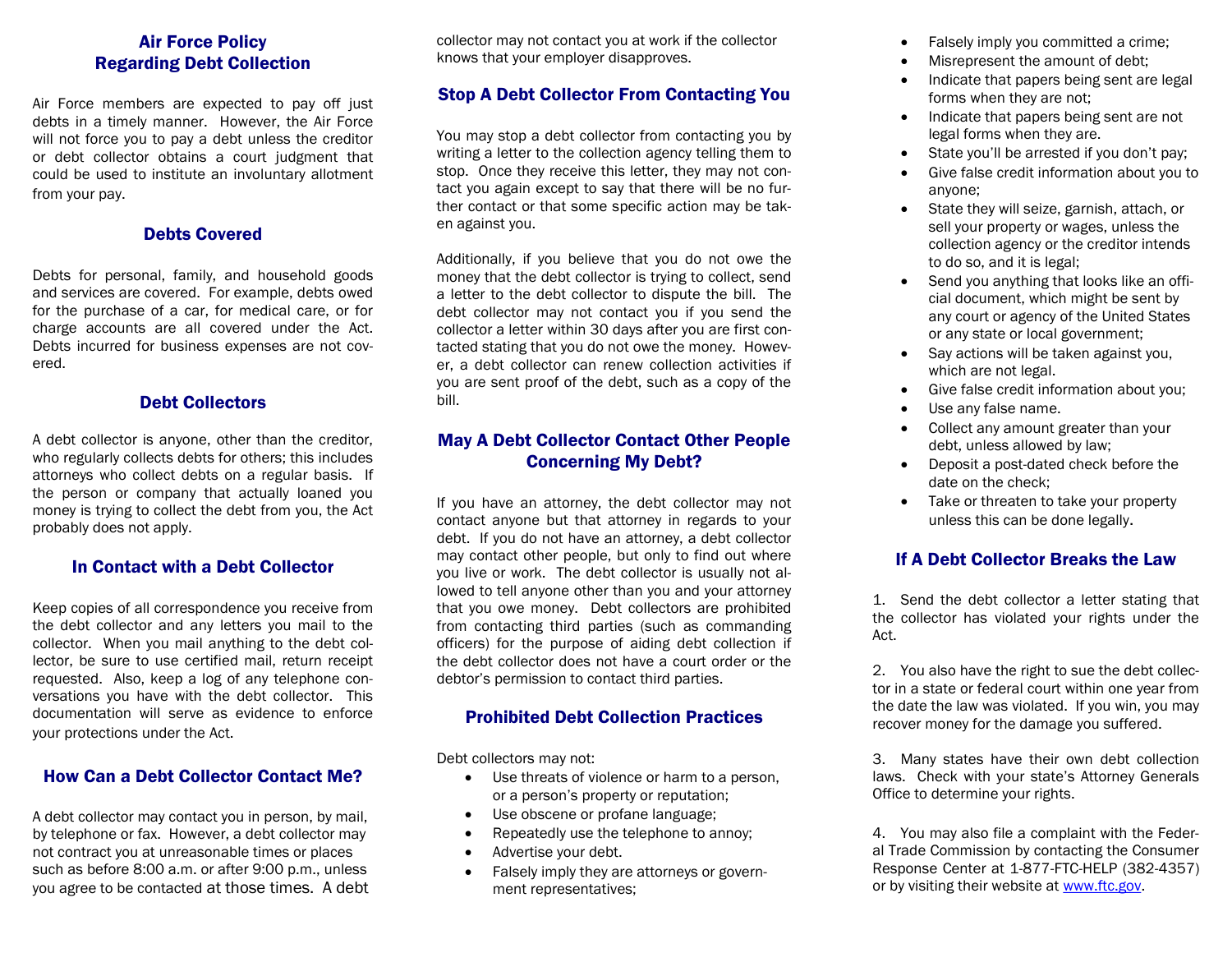## Air Force Policy Regarding Debt Collection

Air Force members are expected to pay off just debts in a timely manner. However, the Air Force will not force you to pay a debt unless the creditor or debt collector obtains a court judgment that could be used to institute an involuntary allotment from your pay.

## Debts Covered

Debts for personal, family, and household goods and services are covered. For example, debts owed for the purchase of a car, for medical care, or for charge accounts are all covered under the Act. Debts incurred for business expenses are not covered.

## Debt Collectors

A debt collector is anyone, other than the creditor, who regularly collects debts for others; this includes attorneys who collect debts on a regular basis. If the person or company that actually loaned you money is trying to collect the debt from you, the Act probably does not apply.

## In Contact with a Debt Collector

Keep copies of all correspondence you receive from the debt collector and any letters you mail to the collector. When you mail anything to the debt collector, be sure to use certified mail, return receipt requested. Also, keep a log of any telephone conversations you have with the debt collector. This documentation will serve as evidence to enforce your protections under the Act.

## How Can a Debt Collector Contact Me?

A debt collector may contact you in person, by mail, by telephone or fax. However, a debt collector may not contract you at unreasonable times or places such as before 8:00 a.m. or after 9:00 p.m., unless you agree to be contacted at those times. A debt collector may not contact you at work if the collector knows that your employer disapproves.

## Stop A Debt Collector From Contacting You

You may stop a debt collector from contacting you by writing a letter to the collection agency telling them to stop. Once they receive this letter, they may not contact you again except to say that there will be no further contact or that some specific action may be taken against you.

Additionally, if you believe that you do not owe the money that the debt collector is trying to collect, send a letter to the debt collector to dispute the bill. The debt collector may not contact you if you send the collector a letter within 30 days after you are first contacted stating that you do not owe the money. However, a debt collector can renew collection activities if you are sent proof of the debt, such as a copy of the bill.

## May A Debt Collector Contact Other People Concerning My Debt?

If you have an attorney, the debt collector may not contact anyone but that attorney in regards to your debt. If you do not have an attorney, a debt collector may contact other people, but only to find out where you live or work. The debt collector is usually not allowed to tell anyone other than you and your attorney that you owe money. Debt collectors are prohibited from contacting third parties (such as commanding officers) for the purpose of aiding debt collection if the debt collector does not have a court order or the debtor's permission to contact third parties.

## Prohibited Debt Collection Practices

Debt collectors may not:

- Use threats of violence or harm to a person, or a person's property or reputation;
- Use obscene or profane language;
- Repeatedly use the telephone to annoy;
- Advertise your debt.
- Falsely imply they are attorneys or government representatives;
- Falsely imply you committed a crime;
- Misrepresent the amount of debt;
- Indicate that papers being sent are legal forms when they are not;
- Indicate that papers being sent are not legal forms when they are.
- State you'll be arrested if you don't pay;
- Give false credit information about you to anyone;
- State they will seize, garnish, attach, or sell your property or wages, unless the collection agency or the creditor intends to do so, and it is legal;
- Send you anything that looks like an official document, which might be sent by any court or agency of the United States or any state or local government;
- Say actions will be taken against you, which are not legal.
- Give false credit information about you;
- Use any false name.
- Collect any amount greater than your debt, unless allowed by law;
- Deposit a post-dated check before the date on the check;
- Take or threaten to take your property unless this can be done legally.

## If A Debt Collector Breaks the Law

1. Send the debt collector a letter stating that the collector has violated your rights under the Act.

2. You also have the right to sue the debt collector in a state or federal court within one year from the date the law was violated. If you win, you may recover money for the damage you suffered.

3. Many states have their own debt collection laws. Check with your state's Attorney Generals Office to determine your rights.

4. You may also file a complaint with the Federal Trade Commission by contacting the Consumer Response Center at 1-877-FTC-HELP (382-4357) or by visiting their website at www.ftc.gov.